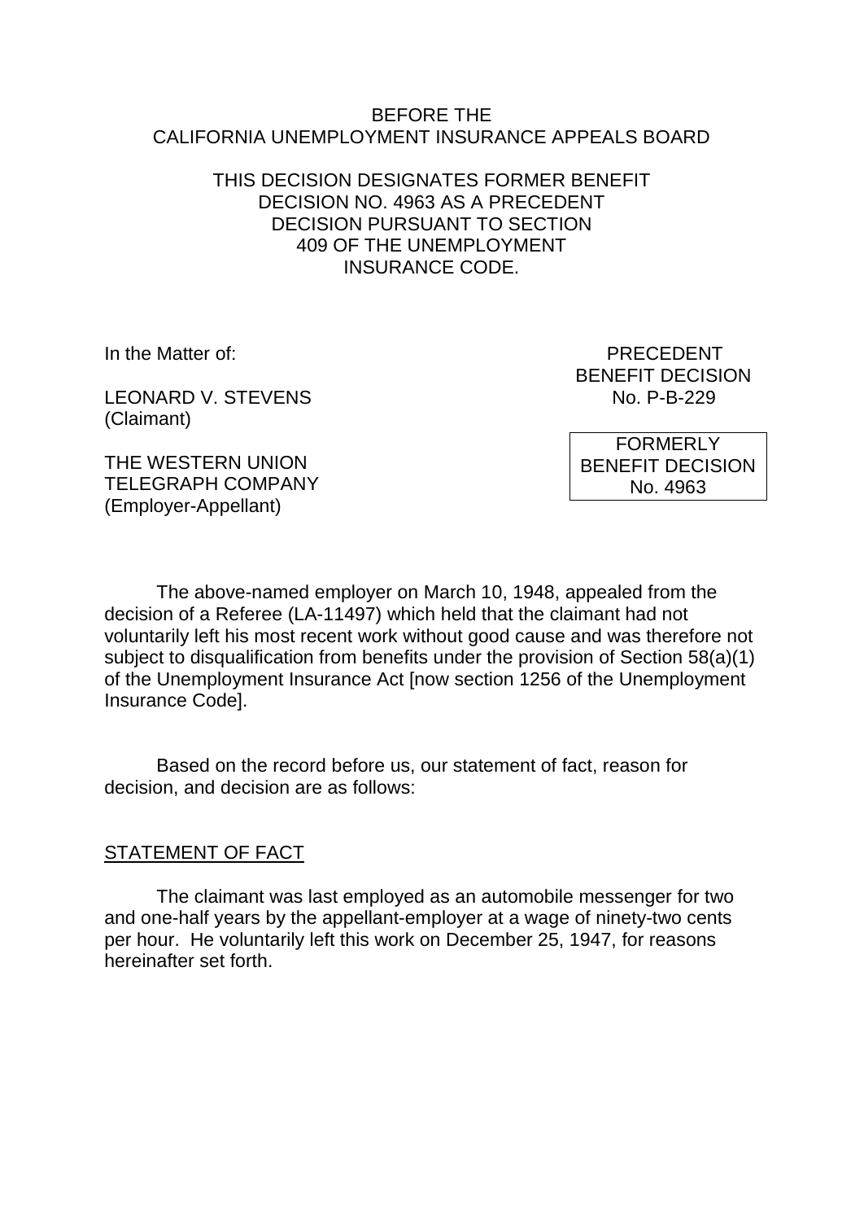BEFORE THE
CALIFORNIA UNEMPLOYMENT INSURANCE APPEALS BOARD

THIS DECISION DESIGNATES FORMER BENEFIT DECISION NO. 4963 AS A PRECEDENT DECISION PURSUANT TO SECTION 409 OF THE UNEMPLOYMENT INSURANCE CODE.

In the Matter of:

LEONARD V. STEVENS
(Claimant)

THE WESTERN UNION TELEGRAPH COMPANY
(Employer-Appellant)

PRECEDENT
BENEFIT DECISION
No. P-B-229

FORMERLY
BENEFIT DECISION
No. 4963

The above-named employer on March 10, 1948, appealed from the decision of a Referee (LA-11497) which held that the claimant had not voluntarily left his most recent work without good cause and was therefore not subject to disqualification from benefits under the provision of Section 58(a)(1) of the Unemployment Insurance Act [now section 1256 of the Unemployment Insurance Code].

Based on the record before us, our statement of fact, reason for decision, and decision are as follows:

## STATEMENT OF FACT

The claimant was last employed as an automobile messenger for two and one-half years by the appellant-employer at a wage of ninety-two cents per hour. He voluntarily left this work on December 25, 1947, for reasons hereinafter set forth.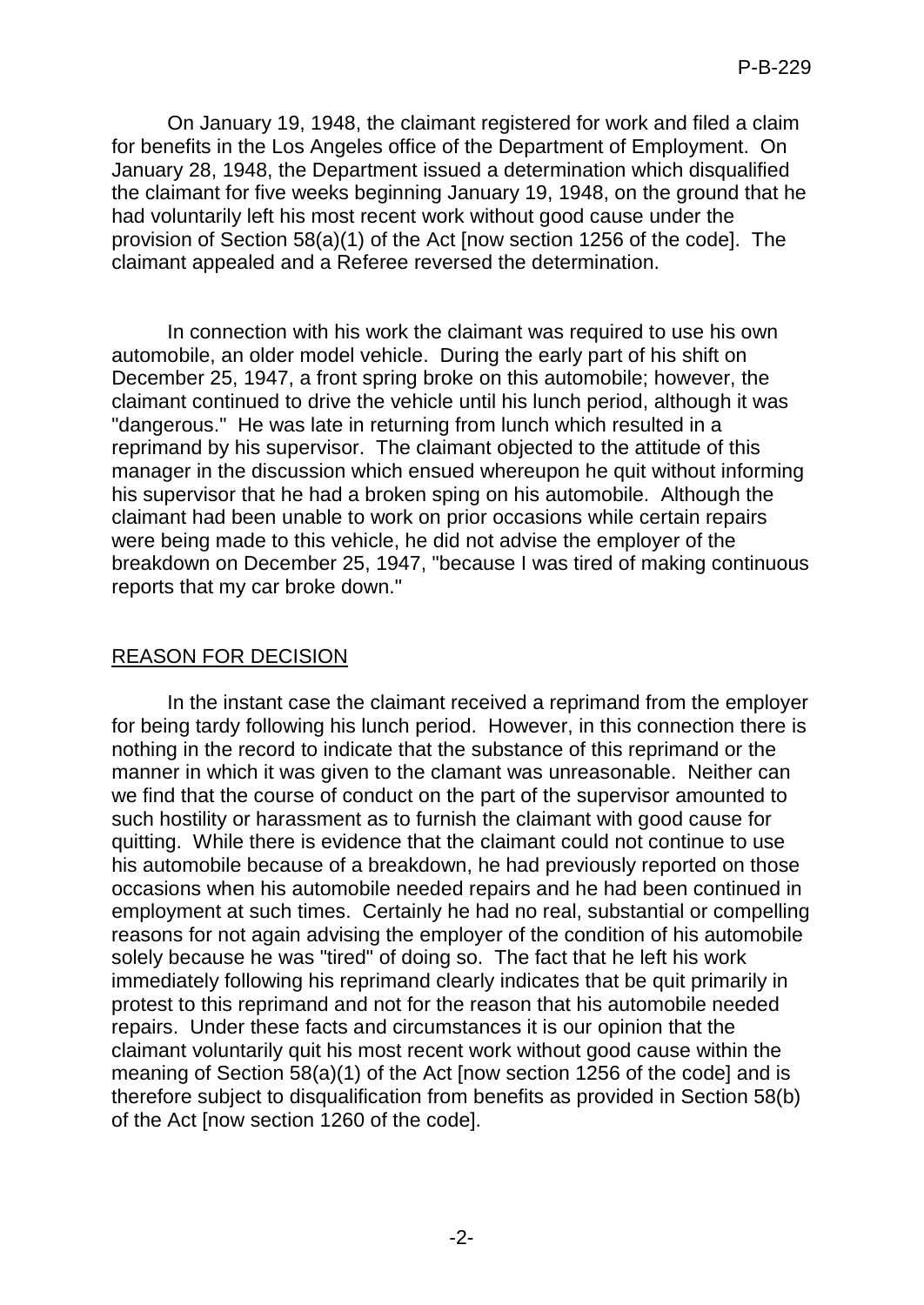On January 19, 1948, the claimant registered for work and filed a claim for benefits in the Los Angeles office of the Department of Employment. On January 28, 1948, the Department issued a determination which disqualified the claimant for five weeks beginning January 19, 1948, on the ground that he had voluntarily left his most recent work without good cause under the provision of Section 58(a)(1) of the Act [now section 1256 of the code]. The claimant appealed and a Referee reversed the determination.

In connection with his work the claimant was required to use his own automobile, an older model vehicle. During the early part of his shift on December 25, 1947, a front spring broke on this automobile; however, the claimant continued to drive the vehicle until his lunch period, although it was "dangerous." He was late in returning from lunch which resulted in a reprimand by his supervisor. The claimant objected to the attitude of this manager in the discussion which ensued whereupon he quit without informing his supervisor that he had a broken sping on his automobile. Although the claimant had been unable to work on prior occasions while certain repairs were being made to this vehicle, he did not advise the employer of the breakdown on December 25, 1947, "because I was tired of making continuous reports that my car broke down."

## REASON FOR DECISION

In the instant case the claimant received a reprimand from the employer for being tardy following his lunch period. However, in this connection there is nothing in the record to indicate that the substance of this reprimand or the manner in which it was given to the clamant was unreasonable. Neither can we find that the course of conduct on the part of the supervisor amounted to such hostility or harassment as to furnish the claimant with good cause for quitting. While there is evidence that the claimant could not continue to use his automobile because of a breakdown, he had previously reported on those occasions when his automobile needed repairs and he had been continued in employment at such times. Certainly he had no real, substantial or compelling reasons for not again advising the employer of the condition of his automobile solely because he was "tired" of doing so. The fact that he left his work immediately following his reprimand clearly indicates that be quit primarily in protest to this reprimand and not for the reason that his automobile needed repairs. Under these facts and circumstances it is our opinion that the claimant voluntarily quit his most recent work without good cause within the meaning of Section 58(a)(1) of the Act [now section 1256 of the code] and is therefore subject to disqualification from benefits as provided in Section 58(b) of the Act [now section 1260 of the code].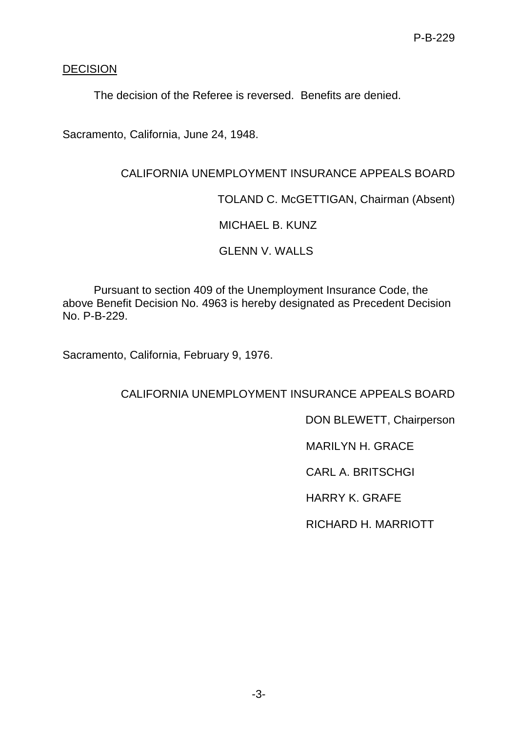## DECISION

The decision of the Referee is reversed. Benefits are denied.

Sacramento, California, June 24, 1948.

CALIFORNIA UNEMPLOYMENT INSURANCE APPEALS BOARD

TOLAND C. McGETTIGAN, Chairman (Absent)

MICHAEL B. KUNZ

GLENN V. WALLS

Pursuant to section 409 of the Unemployment Insurance Code, the above Benefit Decision No. 4963 is hereby designated as Precedent Decision No. P-B-229.

Sacramento, California, February 9, 1976.

CALIFORNIA UNEMPLOYMENT INSURANCE APPEALS BOARD

DON BLEWETT, Chairperson

MARILYN H. GRACE

CARL A. BRITSCHGI

HARRY K. GRAFE

RICHARD H. MARRIOTT